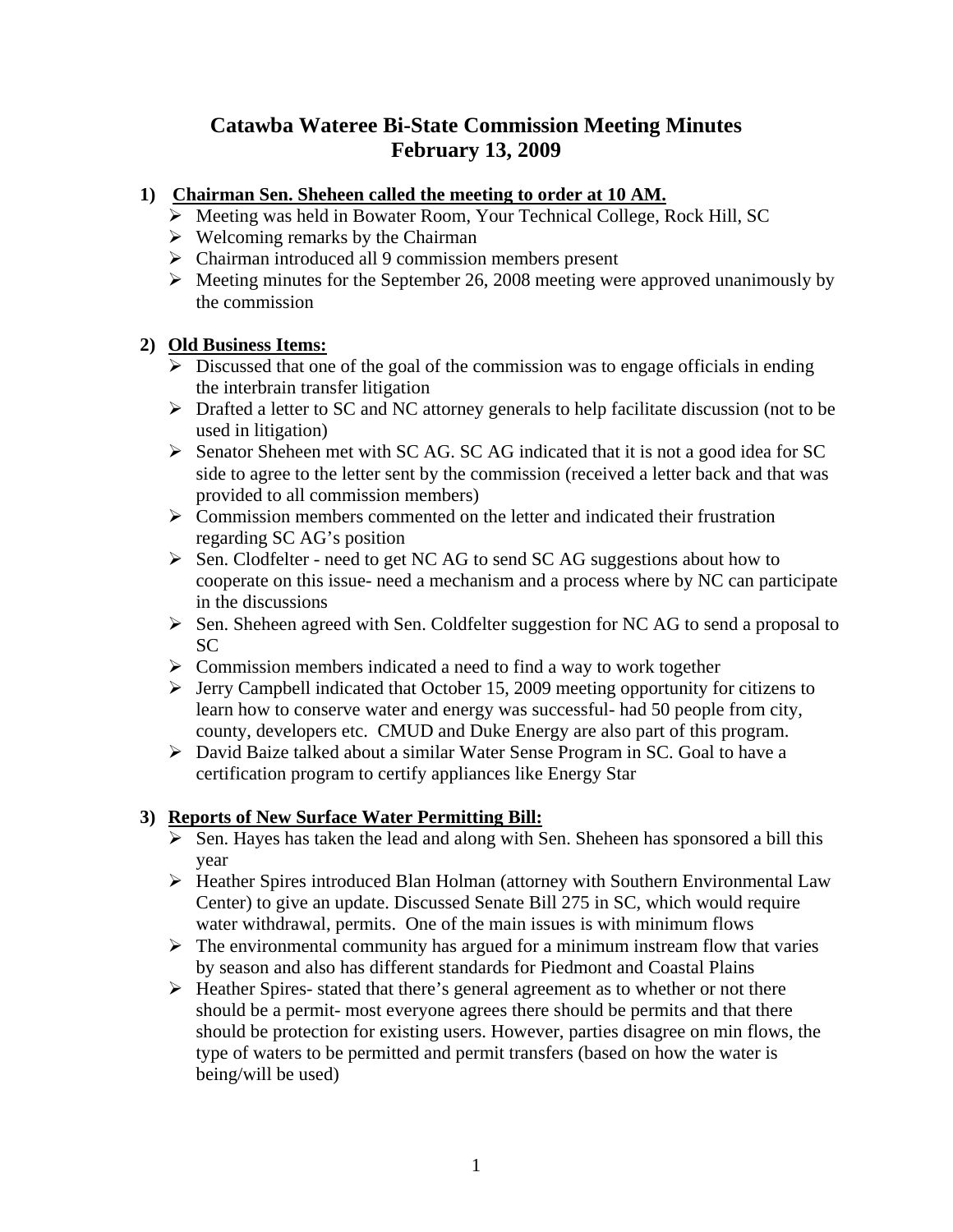# Catawba Wateree Bi-State Commission Meeting Minutes
# February 13, 2009

1) **Chairman Sen. Sheheen called the meeting to order at 10 AM.**
   - Meeting was held in Bowater Room, Your Technical College, Rock Hill, SC
   - Welcoming remarks by the Chairman
   - Chairman introduced all 9 commission members present
   - Meeting minutes for the September 26, 2008 meeting were approved unanimously by the commission

2) **Old Business Items:**
   - Discussed that one of the goal of the commission was to engage officials in ending the interbrain transfer litigation
   - Drafted a letter to SC and NC attorney generals to help facilitate discussion (not to be used in litigation)
   - Senator Sheheen met with SC AG. SC AG indicated that it is not a good idea for SC side to agree to the letter sent by the commission (received a letter back and that was provided to all commission members)
   - Commission members commented on the letter and indicated their frustration regarding SC AG's position
   - Sen. Clodfelter - need to get NC AG to send SC AG suggestions about how to cooperate on this issue- need a mechanism and a process where by NC can participate in the discussions
   - Sen. Sheheen agreed with Sen. Coldfelter suggestion for NC AG to send a proposal to SC
   - Commission members indicated a need to find a way to work together
   - Jerry Campbell indicated that October 15, 2009 meeting opportunity for citizens to learn how to conserve water and energy was successful- had 50 people from city, county, developers etc. CMUD and Duke Energy are also part of this program.
   - David Baize talked about a similar Water Sense Program in SC. Goal to have a certification program to certify appliances like Energy Star

3) **Reports of New Surface Water Permitting Bill:**
   - Sen. Hayes has taken the lead and along with Sen. Sheheen has sponsored a bill this year
   - Heather Spires introduced Blan Holman (attorney with Southern Environmental Law Center) to give an update. Discussed Senate Bill 275 in SC, which would require water withdrawal, permits. One of the main issues is with minimum flows
   - The environmental community has argued for a minimum instream flow that varies by season and also has different standards for Piedmont and Coastal Plains
   - Heather Spires- stated that there's general agreement as to whether or not there should be a permit- most everyone agrees there should be permits and that there should be protection for existing users. However, parties disagree on min flows, the type of waters to be permitted and permit transfers (based on how the water is being/will be used)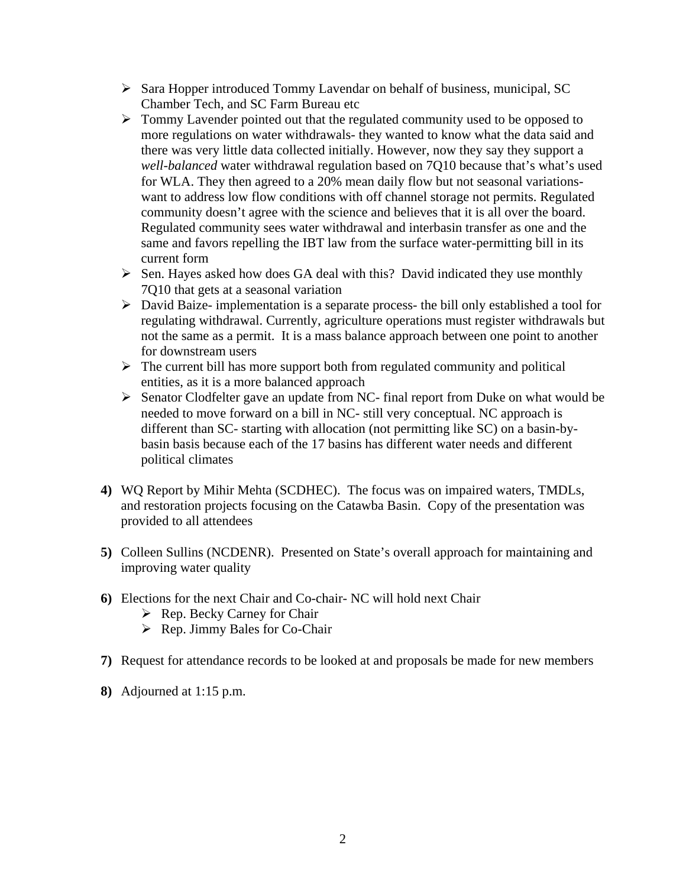- Sara Hopper introduced Tommy Lavendar on behalf of business, municipal, SC Chamber Tech, and SC Farm Bureau etc
- Tommy Lavender pointed out that the regulated community used to be opposed to more regulations on water withdrawals- they wanted to know what the data said and there was very little data collected initially. However, now they say they support a *well-balanced* water withdrawal regulation based on 7Q10 because that's what's used for WLA. They then agreed to a 20% mean daily flow but not seasonal variations- want to address low flow conditions with off channel storage not permits. Regulated community doesn't agree with the science and believes that it is all over the board. Regulated community sees water withdrawal and interbasin transfer as one and the same and favors repelling the IBT law from the surface water-permitting bill in its current form
- Sen. Hayes asked how does GA deal with this? David indicated they use monthly 7Q10 that gets at a seasonal variation
- David Baize- implementation is a separate process- the bill only established a tool for regulating withdrawal. Currently, agriculture operations must register withdrawals but not the same as a permit. It is a mass balance approach between one point to another for downstream users
- The current bill has more support both from regulated community and political entities, as it is a more balanced approach
- Senator Clodfelter gave an update from NC- final report from Duke on what would be needed to move forward on a bill in NC- still very conceptual. NC approach is different than SC- starting with allocation (not permitting like SC) on a basin-by-basin basis because each of the 17 basins has different water needs and different political climates

**4)** WQ Report by Mihir Mehta (SCDHEC). The focus was on impaired waters, TMDLs, and restoration projects focusing on the Catawba Basin. Copy of the presentation was provided to all attendees

**5)** Colleen Sullins (NCDENR). Presented on State's overall approach for maintaining and improving water quality

**6)** Elections for the next Chair and Co-chair- NC will hold next Chair
- Rep. Becky Carney for Chair
- Rep. Jimmy Bales for Co-Chair

**7)** Request for attendance records to be looked at and proposals be made for new members

**8)** Adjourned at 1:15 p.m.